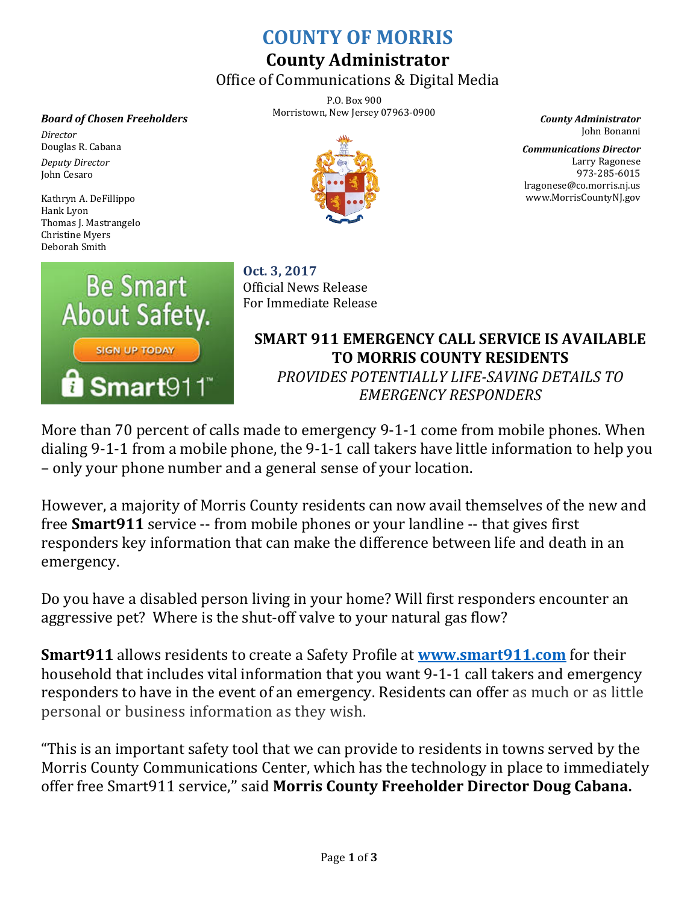# COUNTY OF MORRIS

## County Administrator

Office of Communications & Digital Media

P.O. Box 900
Morristown, New Jersey 07963-0900

***Board of Chosen Freeholders***

*Director*
Douglas R. Cabana

*Deputy Director*
John Cesaro

Kathryn A. DeFillippo
Hank Lyon
Thomas J. Mastrangelo
Christine Myers
Deborah Smith

***County Administrator***
John Bonanni

***Communications Director***
Larry Ragonese
973-285-6015
lragonese@co.morris.nj.us
www.MorrisCountyNJ.gov

Be Smart About Safety.
SIGN UP TODAY
Smart911™

**Oct. 3, 2017**
Official News Release
For Immediate Release

### SMART 911 EMERGENCY CALL SERVICE IS AVAILABLE TO MORRIS COUNTY RESIDENTS

*PROVIDES POTENTIALLY LIFE-SAVING DETAILS TO EMERGENCY RESPONDERS*

More than 70 percent of calls made to emergency 9-1-1 come from mobile phones. When dialing 9-1-1 from a mobile phone, the 9-1-1 call takers have little information to help you – only your phone number and a general sense of your location.

However, a majority of Morris County residents can now avail themselves of the new and free **Smart911** service -- from mobile phones or your landline -- that gives first responders key information that can make the difference between life and death in an emergency.

Do you have a disabled person living in your home? Will first responders encounter an aggressive pet? Where is the shut-off valve to your natural gas flow?

**Smart911** allows residents to create a Safety Profile at **www.smart911.com** for their household that includes vital information that you want 9-1-1 call takers and emergency responders to have in the event of an emergency. Residents can offer as much or as little personal or business information as they wish.

"This is an important safety tool that we can provide to residents in towns served by the Morris County Communications Center, which has the technology in place to immediately offer free Smart911 service," said **Morris County Freeholder Director Doug Cabana.**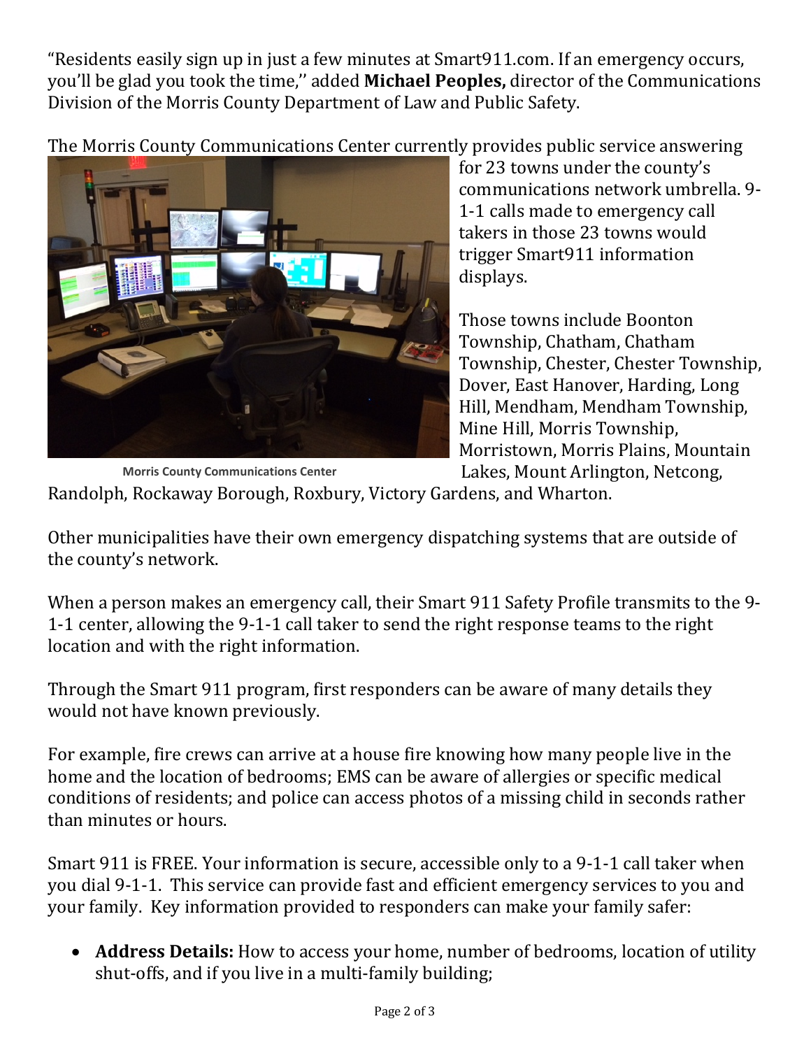"Residents easily sign up in just a few minutes at Smart911.com. If an emergency occurs, you'll be glad you took the time,'' added **Michael Peoples,** director of the Communications Division of the Morris County Department of Law and Public Safety.

The Morris County Communications Center currently provides public service answering for 23 towns under the county's communications network umbrella. 9-1-1 calls made to emergency call takers in those 23 towns would trigger Smart911 information displays.

Morris County Communications Center

Those towns include Boonton Township, Chatham, Chatham Township, Chester, Chester Township, Dover, East Hanover, Harding, Long Hill, Mendham, Mendham Township, Mine Hill, Morris Township, Morristown, Morris Plains, Mountain Lakes, Mount Arlington, Netcong, Randolph, Rockaway Borough, Roxbury, Victory Gardens, and Wharton.

Other municipalities have their own emergency dispatching systems that are outside of the county's network.

When a person makes an emergency call, their Smart 911 Safety Profile transmits to the 9-1-1 center, allowing the 9-1-1 call taker to send the right response teams to the right location and with the right information.

Through the Smart 911 program, first responders can be aware of many details they would not have known previously.

For example, fire crews can arrive at a house fire knowing how many people live in the home and the location of bedrooms; EMS can be aware of allergies or specific medical conditions of residents; and police can access photos of a missing child in seconds rather than minutes or hours.

Smart 911 is FREE. Your information is secure, accessible only to a 9-1-1 call taker when you dial 9-1-1. This service can provide fast and efficient emergency services to you and your family. Key information provided to responders can make your family safer:

- **Address Details:** How to access your home, number of bedrooms, location of utility shut-offs, and if you live in a multi-family building;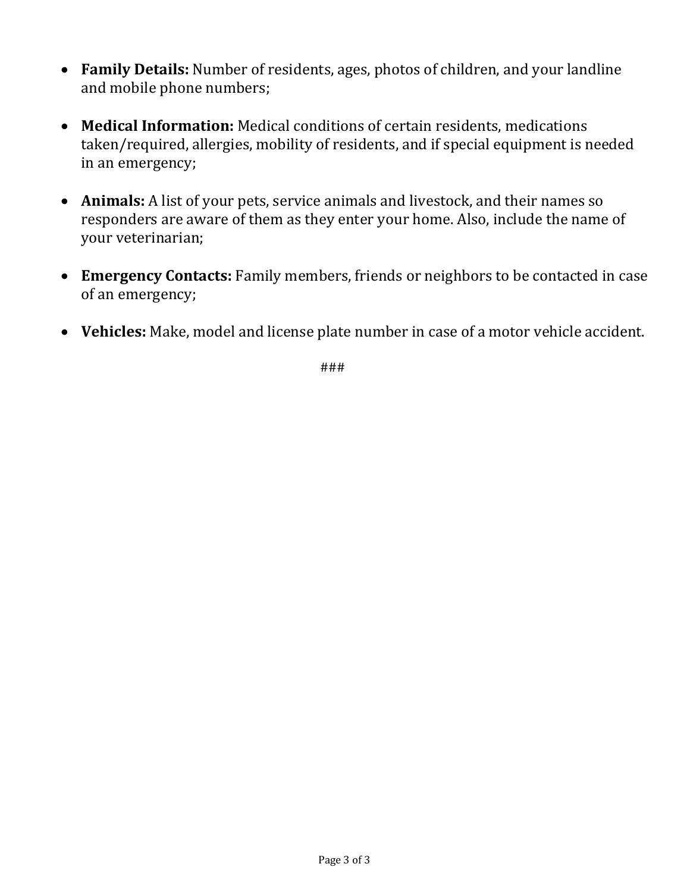- **Family Details:** Number of residents, ages, photos of children, and your landline and mobile phone numbers;

- **Medical Information:** Medical conditions of certain residents, medications taken/required, allergies, mobility of residents, and if special equipment is needed in an emergency;

- **Animals:** A list of your pets, service animals and livestock, and their names so responders are aware of them as they enter your home. Also, include the name of your veterinarian;

- **Emergency Contacts:** Family members, friends or neighbors to be contacted in case of an emergency;

- **Vehicles:** Make, model and license plate number in case of a motor vehicle accident.

###